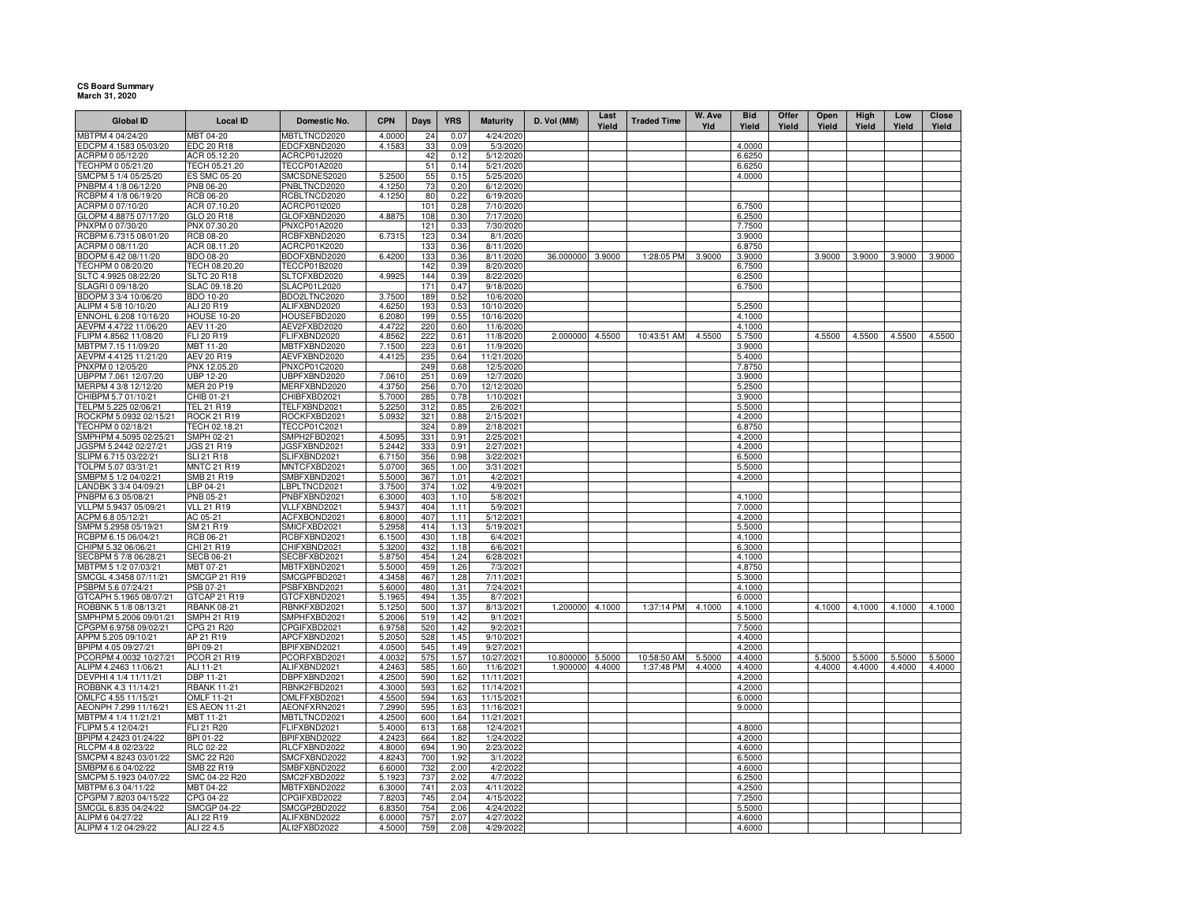**CS Board Summary**
**March 31, 2020**

| Global ID | Local ID | Domestic No. | CPN | Days | YRS | Maturity | D. Vol (MM) | Last Yield | Traded Time | W. Ave Yld | Bid Yield | Offer Yield | Open Yield | High Yield | Low Yield | Close Yield |
|---|---|---|---|---|---|---|---|---|---|---|---|---|---|---|---|---|
| MBTPM 4 04/24/20 | MBT 04-20 | MBTLTNCD2020 | 4.0000 | 24 | 0.07 | 4/24/2020 | | | | | | | | | | |
| EDCPM 4.1583 05/03/20 | EDC 20 R18 | EDCFXBND2020 | 4.1583 | 33 | 0.09 | 5/3/2020 | | | | | 4.0000 | | | | | |
| ACRPM 0 05/12/20 | ACR 05.12.20 | ACRCP01J2020 | | 42 | 0.12 | 5/12/2020 | | | | | 6.6250 | | | | | |
| TECHPM 0 05/21/20 | TECH 05.21.20 | TECCP01A2020 | | 51 | 0.14 | 5/21/2020 | | | | | 6.6250 | | | | | |
| SMCPM 5 1/4 05/25/20 | ES SMC 05-20 | SMCSDNES2020 | 5.2500 | 55 | 0.15 | 5/25/2020 | | | | | 4.0000 | | | | | |
| PNBPM 4 1/8 06/12/20 | PNB 06-20 | PNBLTNCD2020 | 4.1250 | 73 | 0.20 | 6/12/2020 | | | | | | | | | | |
| RCBPM 4 1/8 06/19/20 | RCB 06-20 | RCBLTNCD2020 | 4.1250 | 80 | 0.22 | 6/19/2020 | | | | | | | | | | |
| ACRPM 0 07/10/20 | ACR 07.10.20 | ACRCP01I2020 | | 101 | 0.28 | 7/10/2020 | | | | | 6.7500 | | | | | |
| GLOPM 4.8875 07/17/20 | GLO 20 R18 | GLOFXBND2020 | 4.8875 | 108 | 0.30 | 7/17/2020 | | | | | 6.2500 | | | | | |
| PNXPM 0 07/30/20 | PNX 07.30.20 | PNXCP01A2020 | | 121 | 0.33 | 7/30/2020 | | | | | 7.7500 | | | | | |
| RCBPM 6.7315 08/01/20 | RCB 08-20 | RCBFXBND2020 | 6.7315 | 123 | 0.34 | 8/1/2020 | | | | | 3.9000 | | | | | |
| ACRPM 0 08/11/20 | ACR 08.11.20 | ACRCP01K2020 | | 133 | 0.36 | 8/11/2020 | | | | | 6.8750 | | | | | |
| BDOPM 6.42 08/11/20 | BDO 08-20 | BDOFXBND2020 | 6.4200 | 133 | 0.36 | 8/11/2020 | 36.000000 | 3.9000 | 1:28:05 PM | 3.9000 | 3.9000 | | 3.9000 | 3.9000 | 3.9000 | 3.9000 |
| TECHPM 0 08/20/20 | TECH 08.20.20 | TECCP01B2020 | | 142 | 0.39 | 8/20/2020 | | | | | 6.7500 | | | | | |
| SLTC 4.9925 08/22/20 | SLTC 20 R18 | SLTCFXBD2020 | 4.9925 | 144 | 0.39 | 8/22/2020 | | | | | 6.2500 | | | | | |
| SLAGRI 0 09/18/20 | SLAC 09.18.20 | SLACP01L2020 | | 171 | 0.47 | 9/18/2020 | | | | | 6.7500 | | | | | |
| BDOPM 3 3/4 10/06/20 | BDO 10-20 | BDO2LTNC2020 | 3.7500 | 189 | 0.52 | 10/6/2020 | | | | | | | | | | |
| ALIPM 4 5/8 10/10/20 | ALI 20 R19 | ALIFXBND2020 | 4.6250 | 193 | 0.53 | 10/10/2020 | | | | | 5.2500 | | | | | |
| ENNOHL 6.208 10/16/20 | HOUSE 10-20 | HOUSEFBD2020 | 6.2080 | 199 | 0.55 | 10/16/2020 | | | | | 4.1000 | | | | | |
| AEVPM 4.4722 11/06/20 | AEV 11-20 | AEV2FXBD2020 | 4.4722 | 220 | 0.60 | 11/6/2020 | | | | | 4.1000 | | | | | |
| FLIPM 4.8562 11/08/20 | FLI 20 R19 | FLIFXBND2020 | 4.8562 | 222 | 0.61 | 11/8/2020 | 2.000000 | 4.5500 | 10:43:51 AM | 4.5500 | 5.7500 | | 4.5500 | 4.5500 | 4.5500 | 4.5500 |
| MBTPM 7.15 11/09/20 | MBT 11-20 | MBTFXBND2020 | 7.1500 | 223 | 0.61 | 11/9/2020 | | | | | 3.9000 | | | | | |
| AEVPM 4.4125 11/21/20 | AEV 20 R19 | AEVFXBND2020 | 4.4125 | 235 | 0.64 | 11/21/2020 | | | | | 5.4000 | | | | | |
| PNXPM 0 12/05/20 | PNX 12.05.20 | PNXCP01C2020 | | 249 | 0.68 | 12/5/2020 | | | | | 7.8750 | | | | | |
| UBPPM 7.061 12/07/20 | UBP 12-20 | UBPFXBND2020 | 7.0610 | 251 | 0.69 | 12/7/2020 | | | | | 3.9000 | | | | | |
| MERPM 4 3/8 12/12/20 | MER 20 P19 | MERFXBND2020 | 4.3750 | 256 | 0.70 | 12/12/2020 | | | | | 5.2500 | | | | | |
| CHIBPM 5.7 01/10/21 | CHIB 01-21 | CHIBFXBD2021 | 5.7000 | 285 | 0.78 | 1/10/2021 | | | | | 3.9000 | | | | | |
| TELPM 5.225 02/06/21 | TEL 21 R19 | TELFXBND2021 | 5.2250 | 312 | 0.85 | 2/6/2021 | | | | | 5.5000 | | | | | |
| ROCKPM 5.0932 02/15/21 | ROCK 21 R19 | ROCKFXBD2021 | 5.0932 | 321 | 0.88 | 2/15/2021 | | | | | 4.2000 | | | | | |
| TECHPM 0 02/18/21 | TECH 02.18.21 | TECCP01C2021 | | 324 | 0.89 | 2/18/2021 | | | | | 6.8750 | | | | | |
| SMPHPM 4.5095 02/25/21 | SMPH 02-21 | SMPH2FBD2021 | 4.5095 | 331 | 0.91 | 2/25/2021 | | | | | 4.2000 | | | | | |
| JGSPM 5.2442 02/27/21 | JGS 21 R19 | JGSFXBND2021 | 5.2442 | 333 | 0.91 | 2/27/2021 | | | | | 4.2000 | | | | | |
| SLIPM 6.715 03/22/21 | SLI 21 R18 | SLIFXBND2021 | 6.7150 | 356 | 0.98 | 3/22/2021 | | | | | 6.5000 | | | | | |
| TOLPM 5.07 03/31/21 | MNTC 21 R19 | MNTCFXBD2021 | 5.0700 | 365 | 1.00 | 3/31/2021 | | | | | 5.5000 | | | | | |
| SMBPM 5 1/2 04/02/21 | SMB 21 R19 | SMBFXBND2021 | 5.5000 | 367 | 1.01 | 4/2/2021 | | | | | 4.2000 | | | | | |
| LANDBK 3 3/4 04/09/21 | LBP 04-21 | LBPLTNCD2021 | 3.7500 | 374 | 1.02 | 4/9/2021 | | | | | | | | | | |
| PNBPM 6.3 05/08/21 | PNB 05-21 | PNBFXBND2021 | 6.3000 | 403 | 1.10 | 5/8/2021 | | | | | 4.1000 | | | | | |
| VLLPM 5.9437 05/09/21 | VLL 21 R19 | VLLFXBND2021 | 5.9437 | 404 | 1.11 | 5/9/2021 | | | | | 7.0000 | | | | | |
| ACPM 6.8 05/12/21 | AC 05-21 | ACFXBOND2021 | 6.8000 | 407 | 1.11 | 5/12/2021 | | | | | 4.2000 | | | | | |
| SMPM 5.2958 05/19/21 | SM 21 R19 | SMICFXBD2021 | 5.2958 | 414 | 1.13 | 5/19/2021 | | | | | 5.5000 | | | | | |
| RCBPM 6.15 06/04/21 | RCB 06-21 | RCBFXBND2021 | 6.1500 | 430 | 1.18 | 6/4/2021 | | | | | 4.1000 | | | | | |
| CHIPM 5.32 06/06/21 | CHI 21 R19 | CHIFXBND2021 | 5.3200 | 432 | 1.18 | 6/6/2021 | | | | | 6.3000 | | | | | |
| SECBPM 5 7/8 06/28/21 | SECB 06-21 | SECBFXBD2021 | 5.8750 | 454 | 1.24 | 6/28/2021 | | | | | 4.1000 | | | | | |
| MBTPM 5 1/2 07/03/21 | MBT 07-21 | MBTFXBND2021 | 5.5000 | 459 | 1.26 | 7/3/2021 | | | | | 4.8750 | | | | | |
| SMCGL 4.3458 07/11/21 | SMCGP 21 R19 | SMCGPFBD2021 | 4.3458 | 467 | 1.28 | 7/11/2021 | | | | | 5.3000 | | | | | |
| PSBPM 5.6 07/24/21 | PSB 07-21 | PSBFXBND2021 | 5.6000 | 480 | 1.31 | 7/24/2021 | | | | | 4.1000 | | | | | |
| GTCAPH 5.1965 08/07/21 | GTCAP 21 R19 | GTCFXBND2021 | 5.1965 | 494 | 1.35 | 8/7/2021 | | | | | 6.0000 | | | | | |
| ROBBNK 5 1/8 08/13/21 | RBANK 08-21 | RBNKFXBD2021 | 5.1250 | 500 | 1.37 | 8/13/2021 | 1.200000 | 4.1000 | 1:37:14 PM | 4.1000 | 4.1000 | | 4.1000 | 4.1000 | 4.1000 | 4.1000 |
| SMPHPM 5.2006 09/01/21 | SMPH 21 R19 | SMPHFXBD2021 | 5.2006 | 519 | 1.42 | 9/1/2021 | | | | | 5.5000 | | | | | |
| CPGPM 6.9758 09/02/21 | CPG 21 R20 | CPGIFXBD2021 | 6.9758 | 520 | 1.42 | 9/2/2021 | | | | | 7.5000 | | | | | |
| APPM 5.205 09/10/21 | AP 21 R19 | APCFXBND2021 | 5.2050 | 528 | 1.45 | 9/10/2021 | | | | | 4.4000 | | | | | |
| BPIPM 4.05 09/27/21 | BPI 09-21 | BPIFXBND2021 | 4.0500 | 545 | 1.49 | 9/27/2021 | | | | | 4.2000 | | | | | |
| PCORPM 4.0032 10/27/21 | PCOR 21 R19 | PCORFXBD2021 | 4.0032 | 575 | 1.57 | 10/27/2021 | 10.800000 | 5.5000 | 10:58:50 AM | 5.5000 | 4.4000 | | 5.5000 | 5.5000 | 5.5000 | 5.5000 |
| ALIPM 4.2463 11/06/21 | ALI 11-21 | ALIFXBND2021 | 4.2463 | 585 | 1.60 | 11/6/2021 | 1.900000 | 4.4000 | 1:37:48 PM | 4.4000 | 4.4000 | | 4.4000 | 4.4000 | 4.4000 | 4.4000 |
| DEVPHI 4 1/4 11/11/21 | DBP 11-21 | DBPFXBND2021 | 4.2500 | 590 | 1.62 | 11/11/2021 | | | | | 4.2000 | | | | | |
| ROBBNK 4.3 11/14/21 | RBANK 11-21 | RBNK2FBD2021 | 4.3000 | 593 | 1.62 | 11/14/2021 | | | | | 4.2000 | | | | | |
| OMLFC 4.55 11/15/21 | OMLF 11-21 | OMLFFXBD2021 | 4.5500 | 594 | 1.63 | 11/15/2021 | | | | | 6.0000 | | | | | |
| AEONPH 7.299 11/16/21 | ES AEON 11-21 | AEONFXRN2021 | 7.2990 | 595 | 1.63 | 11/16/2021 | | | | | 9.0000 | | | | | |
| MBTPM 4 1/4 11/21/21 | MBT 11-21 | MBTLTNCD2021 | 4.2500 | 600 | 1.64 | 11/21/2021 | | | | | | | | | | |
| FLIPM 5.4 12/04/21 | FLI 21 R20 | FLIFXBND2021 | 5.4000 | 613 | 1.68 | 12/4/2021 | | | | | 4.8000 | | | | | |
| BPIPM 4.2423 01/24/22 | BPI 01-22 | BPIFXBND2022 | 4.2423 | 664 | 1.82 | 1/24/2022 | | | | | 4.2000 | | | | | |
| RLCPM 4.8 02/23/22 | RLC 02-22 | RLCFXBND2022 | 4.8000 | 694 | 1.90 | 2/23/2022 | | | | | 4.6000 | | | | | |
| SMCPM 4.8243 03/01/22 | SMC 22 R20 | SMCFXBND2022 | 4.8243 | 700 | 1.92 | 3/1/2022 | | | | | 6.5000 | | | | | |
| SMBPM 6.6 04/02/22 | SMB 22 R19 | SMBFXBND2022 | 6.6000 | 732 | 2.00 | 4/2/2022 | | | | | 4.6000 | | | | | |
| SMCPM 5.1923 04/07/22 | SMC 04-22 R20 | SMC2FXBD2022 | 5.1923 | 737 | 2.02 | 4/7/2022 | | | | | 6.2500 | | | | | |
| MBTPM 6.3 04/11/22 | MBT 04-22 | MBTFXBND2022 | 6.3000 | 741 | 2.03 | 4/11/2022 | | | | | 4.2500 | | | | | |
| CPGPM 7.8203 04/15/22 | CPG 04-22 | CPGIFXBD2022 | 7.8203 | 745 | 2.04 | 4/15/2022 | | | | | 7.2500 | | | | | |
| SMCGL 6.835 04/24/22 | SMCGP 04-22 | SMCGP2BD2022 | 6.8350 | 754 | 2.06 | 4/24/2022 | | | | | 5.5000 | | | | | |
| ALIPM 6 04/27/22 | ALI 22 R19 | ALIFXBND2022 | 6.0000 | 757 | 2.07 | 4/27/2022 | | | | | 4.6000 | | | | | |
| ALIPM 4 1/2 04/29/22 | ALI 22 4.5 | ALI2FXBD2022 | 4.5000 | 759 | 2.08 | 4/29/2022 | | | | | 4.6000 | | | | | |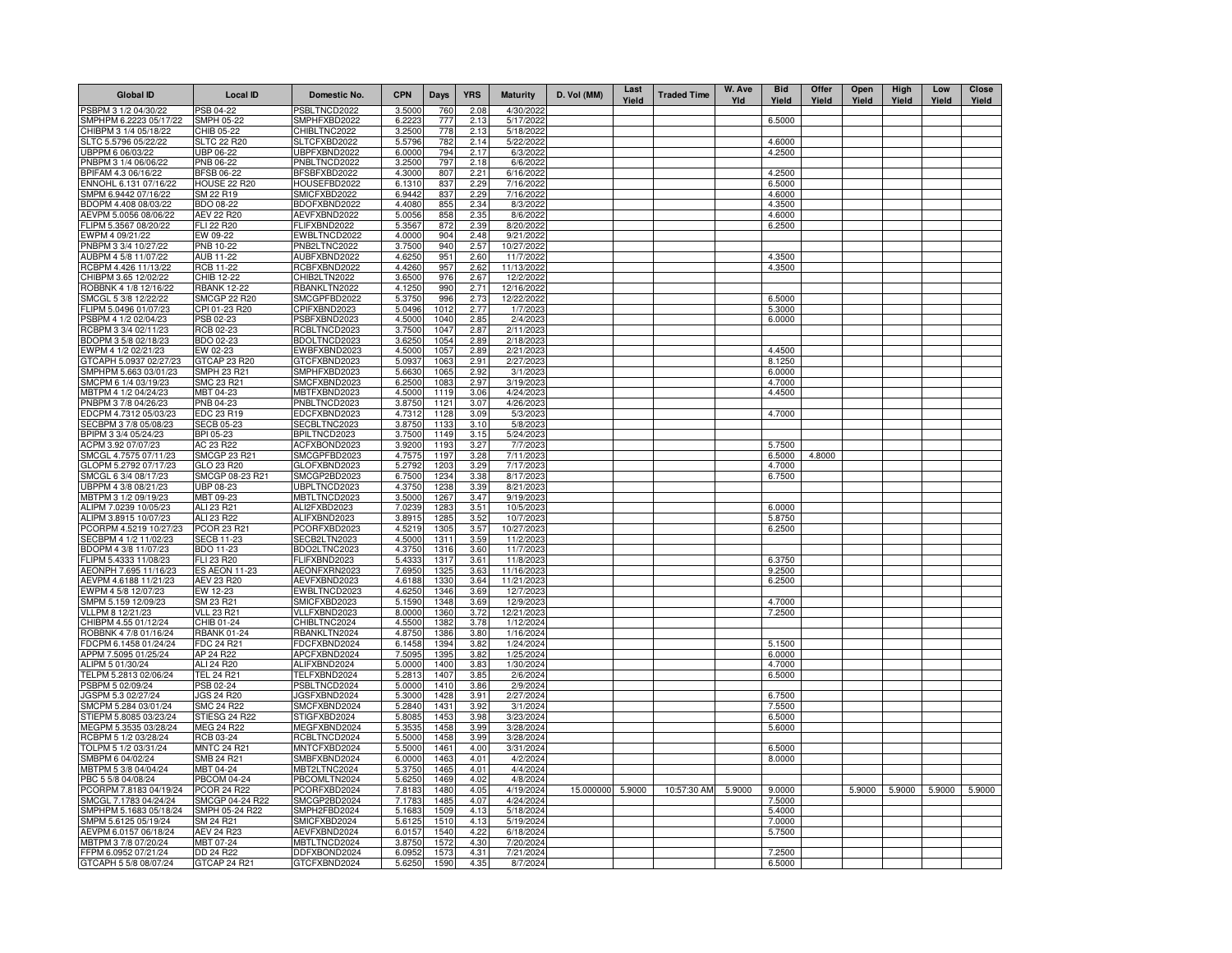| Global ID | Local ID | Domestic No. | CPN | Days | YRS | Maturity | D. Vol (MM) | Last Yield | Traded Time | W. Ave Yld | Bid Yield | Offer Yield | Open Yield | High Yield | Low Yield | Close Yield |
|---|---|---|---|---|---|---|---|---|---|---|---|---|---|---|---|---|
| PSBPM 3 1/2 04/30/22 | PSB 04-22 | PSBLTNCD2022 | 3.5000 | 760 | 2.08 | 4/30/2022 | | | | | | | | | | |
| SMPHPM 6.2223 05/17/22 | SMPH 05-22 | SMPHFXBD2022 | 6.2223 | 777 | 2.13 | 5/17/2022 | | | | | 6.5000 | | | | | |
| CHIBPM 3 1/4 05/18/22 | CHIB 05-22 | CHIBLTNC2022 | 3.2500 | 778 | 2.13 | 5/18/2022 | | | | | | | | | | |
| SLTC 5.5796 05/22/22 | SLTC 22 R20 | SLTCFXBD2022 | 5.5796 | 782 | 2.14 | 5/22/2022 | | | | | 4.6000 | | | | | |
| UBPPM 6 06/03/22 | UBP 06-22 | UBPFXBND2022 | 6.0000 | 794 | 2.17 | 6/3/2022 | | | | | 4.2500 | | | | | |
| PNBPM 3 1/4 06/06/22 | PNB 06-22 | PNBLTNCD2022 | 3.2500 | 797 | 2.18 | 6/6/2022 | | | | | | | | | | |
| BPIFAM 4.3 06/16/22 | BFSB 06-22 | BFSBFXBD2022 | 4.3000 | 807 | 2.21 | 6/16/2022 | | | | | 4.2500 | | | | | |
| ENNOHL 6.131 07/16/22 | HOUSE 22 R20 | HOUSEFBD2022 | 6.1310 | 837 | 2.29 | 7/16/2022 | | | | | 6.5000 | | | | | |
| SMPM 6.9442 07/16/22 | SM 22 R19 | SMICFXBD2022 | 6.9442 | 837 | 2.29 | 7/16/2022 | | | | | 4.6000 | | | | | |
| BDOPM 4.408 08/03/22 | BDO 08-22 | BDOFXBND2022 | 4.4080 | 855 | 2.34 | 8/3/2022 | | | | | 4.3500 | | | | | |
| AEVPM 5.0056 08/06/22 | AEV 22 R20 | AEVFXBND2022 | 5.0056 | 858 | 2.35 | 8/6/2022 | | | | | 4.6000 | | | | | |
| FLIPM 5.3567 08/20/22 | FLI 22 R20 | FLIFXBND2022 | 5.3567 | 872 | 2.39 | 8/20/2022 | | | | | 6.2500 | | | | | |
| EWPM 4 09/21/22 | EW 09-22 | EWBLTNCD2022 | 4.0000 | 904 | 2.48 | 9/21/2022 | | | | | | | | | | |
| PNBPM 3 3/4 10/27/22 | PNB 10-22 | PNB2LTNC2022 | 3.7500 | 940 | 2.57 | 10/27/2022 | | | | | | | | | | |
| AUBPM 4 5/8 11/07/22 | AUB 11-22 | AUBFXBND2022 | 4.6250 | 951 | 2.60 | 11/7/2022 | | | | | 4.3500 | | | | | |
| RCBPM 4.426 11/13/22 | RCB 11-22 | RCBFXBND2022 | 4.4260 | 957 | 2.62 | 11/13/2022 | | | | | 4.3500 | | | | | |
| CHIBPM 3.65 12/02/22 | CHIB 12-22 | CHIB2LTN2022 | 3.6500 | 976 | 2.67 | 12/2/2022 | | | | | | | | | | |
| ROBBNK 4 1/8 12/16/22 | RBANK 12-22 | RBANKLTN2022 | 4.1250 | 990 | 2.71 | 12/16/2022 | | | | | | | | | | |
| SMCGL 5 3/8 12/22/22 | SMCGP 22 R20 | SMCGPFBD2022 | 5.3750 | 996 | 2.73 | 12/22/2022 | | | | | 6.5000 | | | | | |
| FLIPM 5.0496 01/07/23 | CPI 01-23 R20 | CPIFXBND2023 | 5.0496 | 1012 | 2.77 | 1/7/2023 | | | | | 5.3000 | | | | | |
| PSBPM 4 1/2 02/04/23 | PSB 02-23 | PSBFXBND2023 | 4.5000 | 1040 | 2.85 | 2/4/2023 | | | | | 6.0000 | | | | | |
| RCBPM 3 3/4 02/11/23 | RCB 02-23 | RCBLTNCD2023 | 3.7500 | 1047 | 2.87 | 2/11/2023 | | | | | | | | | | |
| BDOPM 3 5/8 02/18/23 | BDO 02-23 | BDOLTNCD2023 | 3.6250 | 1054 | 2.89 | 2/18/2023 | | | | | | | | | | |
| EWPM 4 1/2 02/21/23 | EW 02-23 | EWBFXBND2023 | 4.5000 | 1057 | 2.89 | 2/21/2023 | | | | | 4.4500 | | | | | |
| GTCAPH 5.0937 02/27/23 | GTCAP 23 R20 | GTCFXBND2023 | 5.0937 | 1063 | 2.91 | 2/27/2023 | | | | | 8.1250 | | | | | |
| SMPHPM 5.663 03/01/23 | SMPH 23 R21 | SMPHFXBD2023 | 5.6630 | 1065 | 2.92 | 3/1/2023 | | | | | 6.0000 | | | | | |
| SMCPM 6 1/4 03/19/23 | SMC 23 R21 | SMCFXBND2023 | 6.2500 | 1083 | 2.97 | 3/19/2023 | | | | | 4.7000 | | | | | |
| MBTPM 4 1/2 04/24/23 | MBT 04-23 | MBTFXBND2023 | 4.5000 | 1119 | 3.06 | 4/24/2023 | | | | | 4.4500 | | | | | |
| PNBPM 3 7/8 04/26/23 | PNB 04-23 | PNBLTNCD2023 | 3.8750 | 1121 | 3.07 | 4/26/2023 | | | | | | | | | | |
| EDCPM 4.7312 05/03/23 | EDC 23 R19 | EDCFXBND2023 | 4.7312 | 1128 | 3.09 | 5/3/2023 | | | | | 4.7000 | | | | | |
| SECBPM 3 7/8 05/08/23 | SECB 05-23 | SECBLTNC2023 | 3.8750 | 1133 | 3.10 | 5/8/2023 | | | | | | | | | | |
| BPIPM 3 3/4 05/24/23 | BPI 05-23 | BPILTNCD2023 | 3.7500 | 1149 | 3.15 | 5/24/2023 | | | | | | | | | | |
| ACPM 3.92 07/07/23 | AC 23 R22 | ACFXBOND2023 | 3.9200 | 1193 | 3.27 | 7/7/2023 | | | | | 5.7500 | | | | | |
| SMCGL 4.7575 07/11/23 | SMCGP 23 R21 | SMCGPFBD2023 | 4.7575 | 1197 | 3.28 | 7/11/2023 | | | | | 6.5000 | 4.8000 | | | | |
| GLOPM 5.2792 07/17/23 | GLO 23 R20 | GLOFXBND2023 | 5.2792 | 1203 | 3.29 | 7/17/2023 | | | | | 4.7000 | | | | | |
| SMCGL 6 3/4 08/17/23 | SMCGP 08-23 R21 | SMCGP2BD2023 | 6.7500 | 1234 | 3.38 | 8/17/2023 | | | | | 6.7500 | | | | | |
| UBPPM 4 3/8 08/21/23 | UBP 08-23 | UBPLTNCD2023 | 4.3750 | 1238 | 3.39 | 8/21/2023 | | | | | | | | | | |
| MBTPM 3 1/2 09/19/23 | MBT 09-23 | MBTLTNCD2023 | 3.5000 | 1267 | 3.47 | 9/19/2023 | | | | | | | | | | |
| ALIPM 7.0239 10/05/23 | ALI 23 R21 | ALI2FXBD2023 | 7.0239 | 1283 | 3.51 | 10/5/2023 | | | | | 6.0000 | | | | | |
| ALIPM 3.8915 10/07/23 | ALI 23 R22 | ALIFXBND2023 | 3.8915 | 1285 | 3.52 | 10/7/2023 | | | | | 5.8750 | | | | | |
| PCORPM 4.5219 10/27/23 | PCOR 23 R21 | PCORFXBD2023 | 4.5219 | 1305 | 3.57 | 10/27/2023 | | | | | 6.2500 | | | | | |
| SECBPM 4 1/2 11/02/23 | SECB 11-23 | SECB2LTN2023 | 4.5000 | 1311 | 3.59 | 11/2/2023 | | | | | | | | | | |
| BDOPM 4 3/8 11/07/23 | BDO 11-23 | BDO2LTNC2023 | 4.3750 | 1316 | 3.60 | 11/7/2023 | | | | | | | | | | |
| FLIPM 5.4333 11/08/23 | FLI 23 R20 | FLIFXBND2023 | 5.4333 | 1317 | 3.61 | 11/8/2023 | | | | | 6.3750 | | | | | |
| AEONPH 7.695 11/16/23 | ES AEON 11-23 | AEONFXRN2023 | 7.6950 | 1325 | 3.63 | 11/16/2023 | | | | | 9.2500 | | | | | |
| AEVPM 4.6188 11/21/23 | AEV 23 R20 | AEVFXBND2023 | 4.6188 | 1330 | 3.64 | 11/21/2023 | | | | | 6.2500 | | | | | |
| EWPM 4 5/8 12/07/23 | EW 12-23 | EWBLTNCD2023 | 4.6250 | 1346 | 3.69 | 12/7/2023 | | | | | | | | | | |
| SMPM 5.159 12/09/23 | SM 23 R21 | SMICFXBD2023 | 5.1590 | 1348 | 3.69 | 12/9/2023 | | | | | 4.7000 | | | | | |
| VLLPM 8 12/21/23 | VLL 23 R21 | VLLFXBND2023 | 8.0000 | 1360 | 3.72 | 12/21/2023 | | | | | 7.2500 | | | | | |
| CHIBPM 4.55 01/12/24 | CHIB 01-24 | CHIBLTNC2024 | 4.5500 | 1382 | 3.78 | 1/12/2024 | | | | | | | | | | |
| ROBBNK 4 7/8 01/16/24 | RBANK 01-24 | RBANKLTN2024 | 4.8750 | 1386 | 3.80 | 1/16/2024 | | | | | | | | | | |
| FDCPM 6.1458 01/24/24 | FDC 24 R21 | FDCFXBND2024 | 6.1458 | 1394 | 3.82 | 1/24/2024 | | | | | 5.1500 | | | | | |
| APPM 7.5095 01/25/24 | AP 24 R22 | APCFXBND2024 | 7.5095 | 1395 | 3.82 | 1/25/2024 | | | | | 6.0000 | | | | | |
| ALIPM 5 01/30/24 | ALI 24 R20 | ALIFXBND2024 | 5.0000 | 1400 | 3.83 | 1/30/2024 | | | | | 4.7000 | | | | | |
| TELPM 5.2813 02/06/24 | TEL 24 R21 | TELFXBND2024 | 5.2813 | 1407 | 3.85 | 2/6/2024 | | | | | 6.5000 | | | | | |
| PSBPM 5 02/09/24 | PSB 02-24 | PSBLTNCD2024 | 5.0000 | 1410 | 3.86 | 2/9/2024 | | | | | | | | | | |
| JGSPM 5.3 02/27/24 | JGS 24 R20 | JGSFXBND2024 | 5.3000 | 1428 | 3.91 | 2/27/2024 | | | | | 6.7500 | | | | | |
| SMCPM 5.284 03/01/24 | SMC 24 R22 | SMCFXBND2024 | 5.2840 | 1431 | 3.92 | 3/1/2024 | | | | | 7.5500 | | | | | |
| STIEPM 5.8085 03/23/24 | STIESG 24 R22 | STIGFXBD2024 | 5.8085 | 1453 | 3.98 | 3/23/2024 | | | | | 6.5000 | | | | | |
| MEGPM 5.3535 03/28/24 | MEG 24 R22 | MEGFXBND2024 | 5.3535 | 1458 | 3.99 | 3/28/2024 | | | | | 5.6000 | | | | | |
| RCBPM 5 1/2 03/28/24 | RCB 03-24 | RCBLTNCD2024 | 5.5000 | 1458 | 3.99 | 3/28/2024 | | | | | | | | | | |
| TOLPM 5 1/2 03/31/24 | MNTC 24 R21 | MNTCFXBD2024 | 5.5000 | 1461 | 4.00 | 3/31/2024 | | | | | 6.5000 | | | | | |
| SMBPM 6 04/02/24 | SMB 24 R21 | SMBFXBND2024 | 6.0000 | 1463 | 4.01 | 4/2/2024 | | | | | 8.0000 | | | | | |
| MBTPM 5 3/8 04/04/24 | MBT 04-24 | MBT2LTNC2024 | 5.3750 | 1465 | 4.01 | 4/4/2024 | | | | | | | | | | |
| PBC 5 5/8 04/08/24 | PBCOM 04-24 | PBCOMLTN2024 | 5.6250 | 1469 | 4.02 | 4/8/2024 | | | | | | | | | | |
| PCORPM 7.8183 04/19/24 | PCOR 24 R22 | PCORFXBD2024 | 7.8183 | 1480 | 4.05 | 4/19/2024 | 15.000000 | 5.9000 | 10:57:30 AM | 5.9000 | 9.0000 | | 5.9000 | 5.9000 | 5.9000 | 5.9000 |
| SMCGL 7.1783 04/24/24 | SMCGP 04-24 R22 | SMCGP2BD2024 | 7.1783 | 1485 | 4.07 | 4/24/2024 | | | | | 7.5000 | | | | | |
| SMPHPM 5.1683 05/18/24 | SMPH 05-24 R22 | SMPH2FBD2024 | 5.1683 | 1509 | 4.13 | 5/18/2024 | | | | | 5.4000 | | | | | |
| SMPM 5.6125 05/19/24 | SM 24 R21 | SMICFXBD2024 | 5.6125 | 1510 | 4.13 | 5/19/2024 | | | | | 7.0000 | | | | | |
| AEVPM 6.0157 06/18/24 | AEV 24 R23 | AEVFXBND2024 | 6.0157 | 1540 | 4.22 | 6/18/2024 | | | | | 5.7500 | | | | | |
| MBTPM 3 7/8 07/20/24 | MBT 07-24 | MBTLTNCD2024 | 3.8750 | 1572 | 4.30 | 7/20/2024 | | | | | | | | | | |
| FFPM 6.0952 07/21/24 | DD 24 R22 | DDFXBOND2024 | 6.0952 | 1573 | 4.31 | 7/21/2024 | | | | | 7.2500 | | | | | |
| GTCAPH 5 5/8 08/07/24 | GTCAP 24 R21 | GTCFXBND2024 | 5.6250 | 1590 | 4.35 | 8/7/2024 | | | | | 6.5000 | | | | | |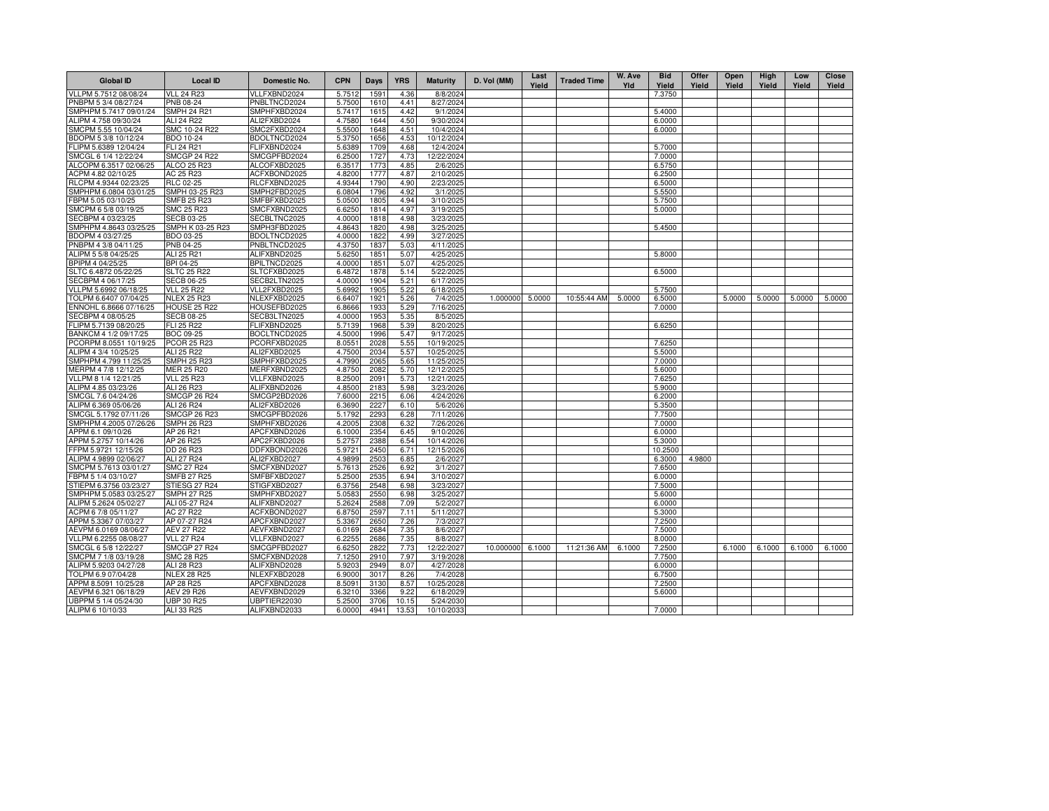| Global ID | Local ID | Domestic No. | CPN | Days | YRS | Maturity | D. Vol (MM) | Last Yield | Traded Time | W. Ave Yld | Bid Yield | Offer Yield | Open Yield | High Yield | Low Yield | Close Yield |
|---|---|---|---|---|---|---|---|---|---|---|---|---|---|---|---|---|
| VLLPM 5.7512 08/08/24 | VLL 24 R23 | VLLFXBND2024 | 5.7512 | 1591 | 4.36 | 8/8/2024 | | | | | 7.3750 | | | | | |
| PNBPM 5 3/4 08/27/24 | PNB 08-24 | PNBLTNCD2024 | 5.7500 | 1610 | 4.41 | 8/27/2024 | | | | | | | | | | |
| SMPHPM 5.7417 09/01/24 | SMPH 24 R21 | SMPHFXBD2024 | 5.7417 | 1615 | 4.42 | 9/1/2024 | | | | | 5.4000 | | | | | |
| ALIPM 4.758 09/30/24 | ALI 24 R22 | ALI2FXBD2024 | 4.7580 | 1644 | 4.50 | 9/30/2024 | | | | | 6.0000 | | | | | |
| SMCPM 5.55 10/04/24 | SMC 10-24 R22 | SMC2FXBD2024 | 5.5500 | 1648 | 4.51 | 10/4/2024 | | | | | 6.0000 | | | | | |
| BDOPM 5 3/8 10/12/24 | BDO 10-24 | BDOLTNCD2024 | 5.3750 | 1656 | 4.53 | 10/12/2024 | | | | | | | | | | |
| FLIPM 5.6389 12/04/24 | FLI 24 R21 | FLIFXBND2024 | 5.6389 | 1709 | 4.68 | 12/4/2024 | | | | | 5.7000 | | | | | |
| SMCGL 6 1/4 12/22/24 | SMCGP 24 R22 | SMCGPFBD2024 | 6.2500 | 1727 | 4.73 | 12/22/2024 | | | | | 7.0000 | | | | | |
| ALCOPM 6.3517 02/06/25 | ALCO 25 R23 | ALCOFXBD2025 | 6.3517 | 1773 | 4.85 | 2/6/2025 | | | | | 6.5750 | | | | | |
| ACPM 4.82 02/10/25 | AC 25 R23 | ACFXBOND2025 | 4.8200 | 1777 | 4.87 | 2/10/2025 | | | | | 6.2500 | | | | | |
| RLCPM 4.9344 02/23/25 | RLC 02-25 | RLCFXBND2025 | 4.9344 | 1790 | 4.90 | 2/23/2025 | | | | | 6.5000 | | | | | |
| SMPHPM 6.0804 03/01/25 | SMPH 03-25 R23 | SMPH2FBD2025 | 6.0804 | 1796 | 4.92 | 3/1/2025 | | | | | 5.5500 | | | | | |
| FBPM 5.05 03/10/25 | SMFB 25 R23 | SMFBFXBD2025 | 5.0500 | 1805 | 4.94 | 3/10/2025 | | | | | 5.7500 | | | | | |
| SMCPM 6 5/8 03/19/25 | SMC 25 R23 | SMCFXBND2025 | 6.6250 | 1814 | 4.97 | 3/19/2025 | | | | | 5.0000 | | | | | |
| SECBPM 4 03/23/25 | SECB 03-25 | SECBLTNC2025 | 4.0000 | 1818 | 4.98 | 3/23/2025 | | | | | | | | | | |
| SMPHPM 4.8643 03/25/25 | SMPH K 03-25 R23 | SMPH3FBD2025 | 4.8643 | 1820 | 4.98 | 3/25/2025 | | | | | 5.4500 | | | | | |
| BDOPM 4 03/27/25 | BDO 03-25 | BDOLTNCD2025 | 4.0000 | 1822 | 4.99 | 3/27/2025 | | | | | | | | | | |
| PNBPM 4 3/8 04/11/25 | PNB 04-25 | PNBLTNCD2025 | 4.3750 | 1837 | 5.03 | 4/11/2025 | | | | | | | | | | |
| ALIPM 5 5/8 04/25/25 | ALI 25 R21 | ALIFXBND2025 | 5.6250 | 1851 | 5.07 | 4/25/2025 | | | | | 5.8000 | | | | | |
| BPIPM 4 04/25/25 | BPI 04-25 | BPILTNCD2025 | 4.0000 | 1851 | 5.07 | 4/25/2025 | | | | | | | | | | |
| SLTC 6.4872 05/22/25 | SLTC 25 R22 | SLTCFXBD2025 | 6.4872 | 1878 | 5.14 | 5/22/2025 | | | | | 6.5000 | | | | | |
| SECBPM 4 06/17/25 | SECB 06-25 | SECB2LTN2025 | 4.0000 | 1904 | 5.21 | 6/17/2025 | | | | | | | | | | |
| VLLPM 5.6992 06/18/25 | VLL 25 R22 | VLL2FXBD2025 | 5.6992 | 1905 | 5.22 | 6/18/2025 | | | | | 5.7500 | | | | | |
| TOLPM 6.6407 07/04/25 | NLEX 25 R23 | NLEXFXBD2025 | 6.6407 | 1921 | 5.26 | 7/4/2025 | 1.000000 | 5.0000 | 10:55:44 AM | 5.0000 | 6.5000 | | 5.0000 | 5.0000 | 5.0000 | 5.0000 |
| ENNOHL 6.8666 07/16/25 | HOUSE 25 R22 | HOUSEFBD2025 | 6.8666 | 1933 | 5.29 | 7/16/2025 | | | | | 7.0000 | | | | | |
| SECBPM 4 08/05/25 | SECB 08-25 | SECB3LTN2025 | 4.0000 | 1953 | 5.35 | 8/5/2025 | | | | | | | | | | |
| FLIPM 5.7139 08/20/25 | FLI 25 R22 | FLIFXBND2025 | 5.7139 | 1968 | 5.39 | 8/20/2025 | | | | | 6.6250 | | | | | |
| BANKCM 4 1/2 09/17/25 | BOC 09-25 | BOCLTNCD2025 | 4.5000 | 1996 | 5.47 | 9/17/2025 | | | | | | | | | | |
| PCORPM 8.0551 10/19/25 | PCOR 25 R23 | PCORFXBD2025 | 8.0551 | 2028 | 5.55 | 10/19/2025 | | | | | 7.6250 | | | | | |
| ALIPM 4 3/4 10/25/25 | ALI 25 R22 | ALI2FXBD2025 | 4.7500 | 2034 | 5.57 | 10/25/2025 | | | | | 5.5000 | | | | | |
| SMPHPM 4.799 11/25/25 | SMPH 25 R23 | SMPHFXBD2025 | 4.7990 | 2065 | 5.65 | 11/25/2025 | | | | | 7.0000 | | | | | |
| MERPM 4 7/8 12/12/25 | MER 25 R20 | MERFXBND2025 | 4.8750 | 2082 | 5.70 | 12/12/2025 | | | | | 5.6000 | | | | | |
| VLLPM 8 1/4 12/21/25 | VLL 25 R23 | VLLFXBND2025 | 8.2500 | 2091 | 5.73 | 12/21/2025 | | | | | 7.6250 | | | | | |
| ALIPM 4.85 03/23/26 | ALI 26 R23 | ALIFXBND2026 | 4.8500 | 2183 | 5.98 | 3/23/2026 | | | | | 5.9000 | | | | | |
| SMCGL 7.6 04/24/26 | SMCGP 26 R24 | SMCGP2BD2026 | 7.6000 | 2215 | 6.06 | 4/24/2026 | | | | | 6.2000 | | | | | |
| ALIPM 6.369 05/06/26 | ALI 26 R24 | ALI2FXBD2026 | 6.3690 | 2227 | 6.10 | 5/6/2026 | | | | | 5.3500 | | | | | |
| SMCGL 5.1792 07/11/26 | SMCGP 26 R23 | SMCGPFBD2026 | 5.1792 | 2293 | 6.28 | 7/11/2026 | | | | | 7.7500 | | | | | |
| SMPHPM 4.2005 07/26/26 | SMPH 26 R23 | SMPHFXBD2026 | 4.2005 | 2308 | 6.32 | 7/26/2026 | | | | | 7.0000 | | | | | |
| APPM 6.1 09/10/26 | AP 26 R21 | APCFXBND2026 | 6.1000 | 2354 | 6.45 | 9/10/2026 | | | | | 6.0000 | | | | | |
| APPM 5.2757 10/14/26 | AP 26 R25 | APC2FXBD2026 | 5.2757 | 2388 | 6.54 | 10/14/2026 | | | | | 5.3000 | | | | | |
| FFPM 5.9721 12/15/26 | DD 26 R23 | DDFXBOND2026 | 5.9721 | 2450 | 6.71 | 12/15/2026 | | | | | 10.2500 | | | | | |
| ALIPM 4.9899 02/06/27 | ALI 27 R24 | ALI2FXBD2027 | 4.9899 | 2503 | 6.85 | 2/6/2027 | | | | | 6.3000 | 4.9800 | | | | |
| SMCPM 5.7613 03/01/27 | SMC 27 R24 | SMCFXBND2027 | 5.7613 | 2526 | 6.92 | 3/1/2027 | | | | | 7.6500 | | | | | |
| FBPM 5 1/4 03/10/27 | SMFB 27 R25 | SMFBFXBD2027 | 5.2500 | 2535 | 6.94 | 3/10/2027 | | | | | 6.0000 | | | | | |
| STIEPM 6.3756 03/23/27 | STIESG 27 R24 | STIGFXBD2027 | 6.3756 | 2548 | 6.98 | 3/23/2027 | | | | | 7.5000 | | | | | |
| SMPHPM 5.0583 03/25/27 | SMPH 27 R25 | SMPHFXBD2027 | 5.0583 | 2550 | 6.98 | 3/25/2027 | | | | | 5.6000 | | | | | |
| ALIPM 5.2624 05/02/27 | ALI 05-27 R24 | ALIFXBND2027 | 5.2624 | 2588 | 7.09 | 5/2/2027 | | | | | 6.0000 | | | | | |
| ACPM 6 7/8 05/11/27 | AC 27 R22 | ACFXBOND2027 | 6.8750 | 2597 | 7.11 | 5/11/2027 | | | | | 5.3000 | | | | | |
| APPM 5.3367 07/03/27 | AP 07-27 R24 | APCFXBND2027 | 5.3367 | 2650 | 7.26 | 7/3/2027 | | | | | 7.2500 | | | | | |
| AEVPM 6.0169 08/06/27 | AEV 27 R22 | AEVFXBND2027 | 6.0169 | 2684 | 7.35 | 8/6/2027 | | | | | 7.5000 | | | | | |
| VLLPM 6.2255 08/08/27 | VLL 27 R24 | VLLFXBND2027 | 6.2255 | 2686 | 7.35 | 8/8/2027 | | | | | 8.0000 | | | | | |
| SMCGL 6 5/8 12/22/27 | SMCGP 27 R24 | SMCGPFBD2027 | 6.6250 | 2822 | 7.73 | 12/22/2027 | 10.000000 | 6.1000 | 11:21:36 AM | 6.1000 | 7.2500 | | 6.1000 | 6.1000 | 6.1000 | 6.1000 |
| SMCPM 7 1/8 03/19/28 | SMC 28 R25 | SMCFXBND2028 | 7.1250 | 2910 | 7.97 | 3/19/2028 | | | | | 7.7500 | | | | | |
| ALIPM 5.9203 04/27/28 | ALI 28 R23 | ALIFXBND2028 | 5.9203 | 2949 | 8.07 | 4/27/2028 | | | | | 6.0000 | | | | | |
| TOLPM 6.9 07/04/28 | NLEX 28 R25 | NLEXFXBD2028 | 6.9000 | 3017 | 8.26 | 7/4/2028 | | | | | 6.7500 | | | | | |
| APPM 8.5091 10/25/28 | AP 28 R25 | APCFXBND2028 | 8.5091 | 3130 | 8.57 | 10/25/2028 | | | | | 7.2500 | | | | | |
| AEVPM 6.321 06/18/29 | AEV 29 R26 | AEVFXBND2029 | 6.3210 | 3366 | 9.22 | 6/18/2029 | | | | | 5.6000 | | | | | |
| UBPPM 5 1/4 05/24/30 | UBP 30 R25 | UBPTIER22030 | 5.2500 | 3706 | 10.15 | 5/24/2030 | | | | | | | | | | |
| ALIPM 6 10/10/33 | ALI 33 R25 | ALIFXBND2033 | 6.0000 | 4941 | 13.53 | 10/10/2033 | | | | | 7.0000 | | | | | |